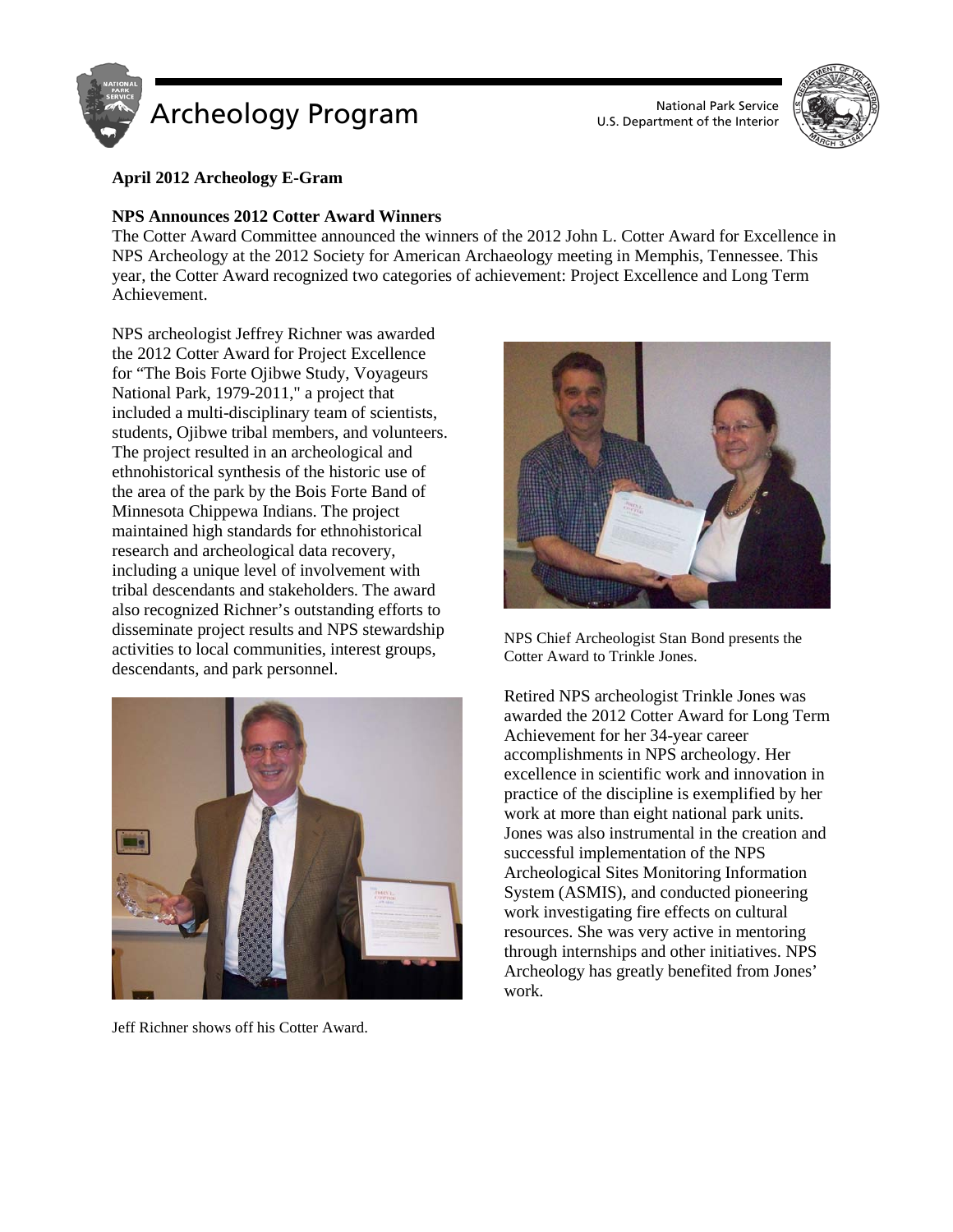# Archeology Program

National Park Service
U.S. Department of the Interior

**April 2012 Archeology E-Gram**

## NPS Announces 2012 Cotter Award Winners

The Cotter Award Committee announced the winners of the 2012 John L. Cotter Award for Excellence in NPS Archeology at the 2012 Society for American Archaeology meeting in Memphis, Tennessee. This year, the Cotter Award recognized two categories of achievement: Project Excellence and Long Term Achievement.

NPS archeologist Jeffrey Richner was awarded the 2012 Cotter Award for Project Excellence for "The Bois Forte Ojibwe Study, Voyageurs National Park, 1979-2011," a project that included a multi-disciplinary team of scientists, students, Ojibwe tribal members, and volunteers. The project resulted in an archeological and ethnohistorical synthesis of the historic use of the area of the park by the Bois Forte Band of Minnesota Chippewa Indians. The project maintained high standards for ethnohistorical research and archeological data recovery, including a unique level of involvement with tribal descendants and stakeholders. The award also recognized Richner's outstanding efforts to disseminate project results and NPS stewardship activities to local communities, interest groups, descendants, and park personnel.

Jeff Richner shows off his Cotter Award.

NPS Chief Archeologist Stan Bond presents the Cotter Award to Trinkle Jones.

Retired NPS archeologist Trinkle Jones was awarded the 2012 Cotter Award for Long Term Achievement for her 34-year career accomplishments in NPS archeology. Her excellence in scientific work and innovation in practice of the discipline is exemplified by her work at more than eight national park units. Jones was also instrumental in the creation and successful implementation of the NPS Archeological Sites Monitoring Information System (ASMIS), and conducted pioneering work investigating fire effects on cultural resources. She was very active in mentoring through internships and other initiatives. NPS Archeology has greatly benefited from Jones' work.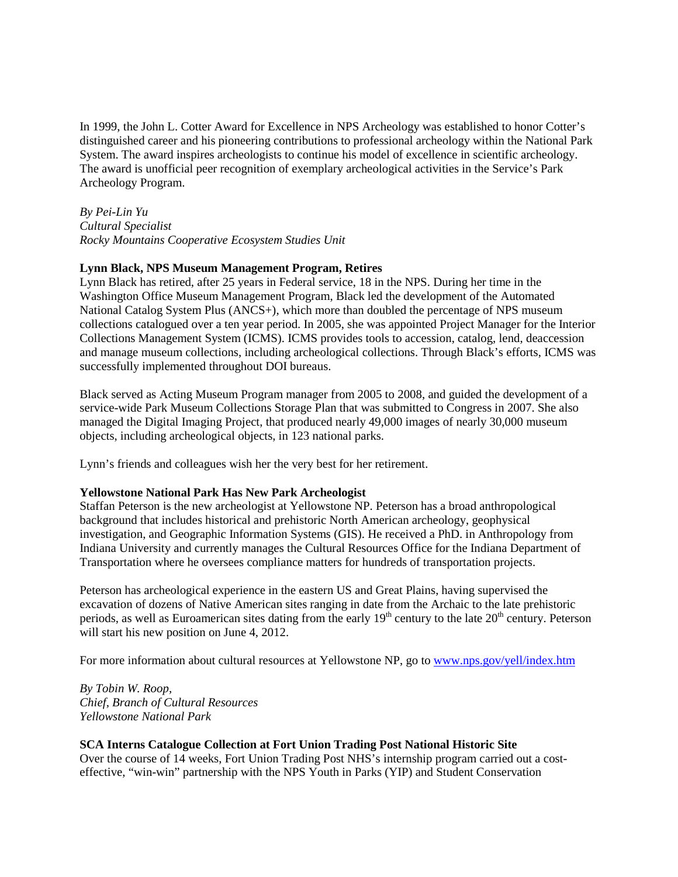In 1999, the John L. Cotter Award for Excellence in NPS Archeology was established to honor Cotter's distinguished career and his pioneering contributions to professional archeology within the National Park System. The award inspires archeologists to continue his model of excellence in scientific archeology. The award is unofficial peer recognition of exemplary archeological activities in the Service's Park Archeology Program.

*By Pei-Lin Yu*
*Cultural Specialist*
*Rocky Mountains Cooperative Ecosystem Studies Unit*

**Lynn Black, NPS Museum Management Program, Retires**

Lynn Black has retired, after 25 years in Federal service, 18 in the NPS. During her time in the Washington Office Museum Management Program, Black led the development of the Automated National Catalog System Plus (ANCS+), which more than doubled the percentage of NPS museum collections catalogued over a ten year period. In 2005, she was appointed Project Manager for the Interior Collections Management System (ICMS). ICMS provides tools to accession, catalog, lend, deaccession and manage museum collections, including archeological collections. Through Black's efforts, ICMS was successfully implemented throughout DOI bureaus.

Black served as Acting Museum Program manager from 2005 to 2008, and guided the development of a service-wide Park Museum Collections Storage Plan that was submitted to Congress in 2007. She also managed the Digital Imaging Project, that produced nearly 49,000 images of nearly 30,000 museum objects, including archeological objects, in 123 national parks.

Lynn's friends and colleagues wish her the very best for her retirement.

**Yellowstone National Park Has New Park Archeologist**

Staffan Peterson is the new archeologist at Yellowstone NP. Peterson has a broad anthropological background that includes historical and prehistoric North American archeology, geophysical investigation, and Geographic Information Systems (GIS). He received a PhD. in Anthropology from Indiana University and currently manages the Cultural Resources Office for the Indiana Department of Transportation where he oversees compliance matters for hundreds of transportation projects.

Peterson has archeological experience in the eastern US and Great Plains, having supervised the excavation of dozens of Native American sites ranging in date from the Archaic to the late prehistoric periods, as well as Euroamerican sites dating from the early 19th century to the late 20th century. Peterson will start his new position on June 4, 2012.

For more information about cultural resources at Yellowstone NP, go to [www.nps.gov/yell/index.htm](www.nps.gov/yell/index.htm)

*By Tobin W. Roop,*
*Chief, Branch of Cultural Resources*
*Yellowstone National Park*

**SCA Interns Catalogue Collection at Fort Union Trading Post National Historic Site**

Over the course of 14 weeks, Fort Union Trading Post NHS's internship program carried out a cost-effective, "win-win" partnership with the NPS Youth in Parks (YIP) and Student Conservation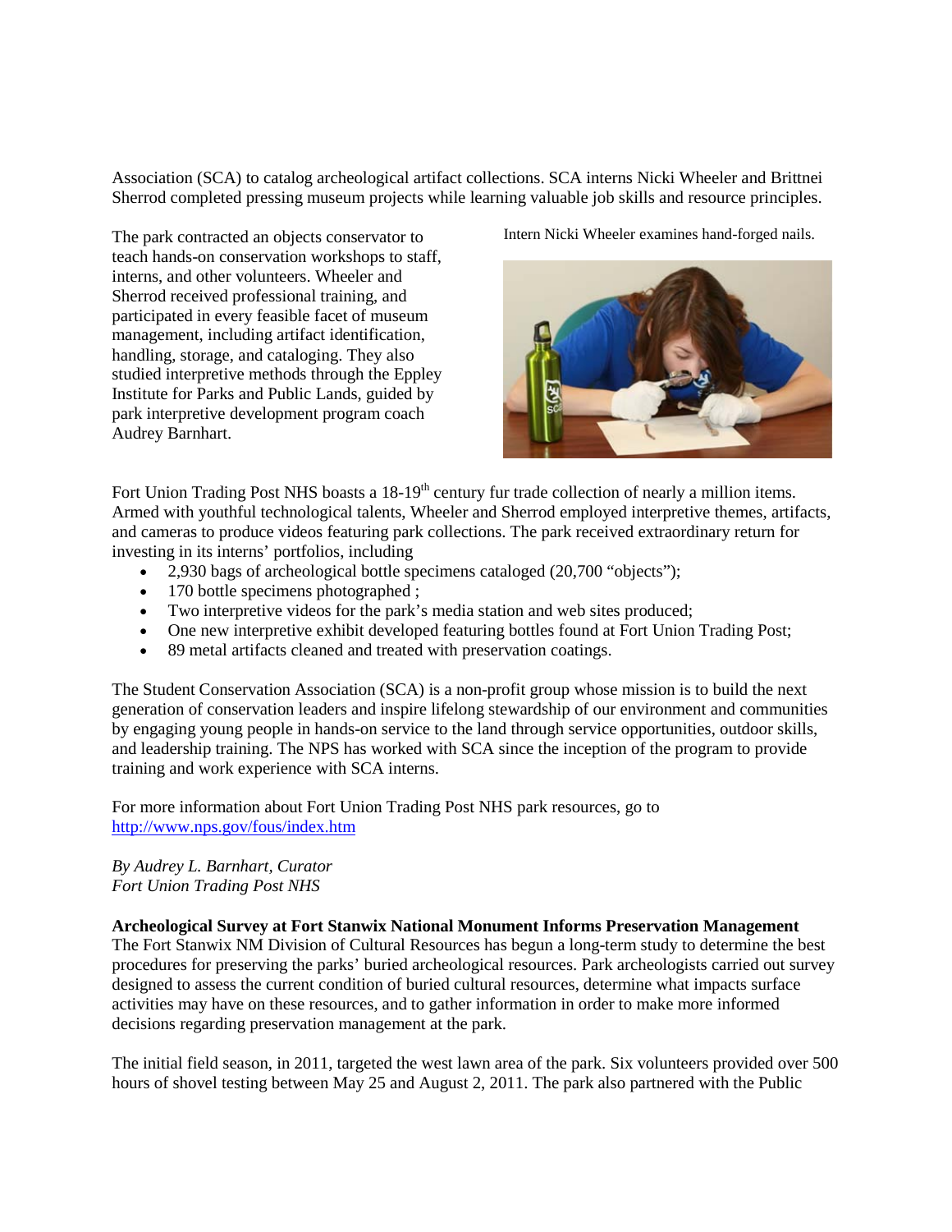Association (SCA) to catalog archeological artifact collections. SCA interns Nicki Wheeler and Brittnei Sherrod completed pressing museum projects while learning valuable job skills and resource principles.

The park contracted an objects conservator to teach hands-on conservation workshops to staff, interns, and other volunteers. Wheeler and Sherrod received professional training, and participated in every feasible facet of museum management, including artifact identification, handling, storage, and cataloging. They also studied interpretive methods through the Eppley Institute for Parks and Public Lands, guided by park interpretive development program coach Audrey Barnhart.

Intern Nicki Wheeler examines hand-forged nails.

Fort Union Trading Post NHS boasts a 18-19th century fur trade collection of nearly a million items. Armed with youthful technological talents, Wheeler and Sherrod employed interpretive themes, artifacts, and cameras to produce videos featuring park collections. The park received extraordinary return for investing in its interns' portfolios, including

- 2,930 bags of archeological bottle specimens cataloged (20,700 "objects");
- 170 bottle specimens photographed ;
- Two interpretive videos for the park's media station and web sites produced;
- One new interpretive exhibit developed featuring bottles found at Fort Union Trading Post;
- 89 metal artifacts cleaned and treated with preservation coatings.

The Student Conservation Association (SCA) is a non-profit group whose mission is to build the next generation of conservation leaders and inspire lifelong stewardship of our environment and communities by engaging young people in hands-on service to the land through service opportunities, outdoor skills, and leadership training. The NPS has worked with SCA since the inception of the program to provide training and work experience with SCA interns.

For more information about Fort Union Trading Post NHS park resources, go to http://www.nps.gov/fous/index.htm

*By Audrey L. Barnhart, Curator*
*Fort Union Trading Post NHS*

**Archeological Survey at Fort Stanwix National Monument Informs Preservation Management**
The Fort Stanwix NM Division of Cultural Resources has begun a long-term study to determine the best procedures for preserving the parks' buried archeological resources. Park archeologists carried out survey designed to assess the current condition of buried cultural resources, determine what impacts surface activities may have on these resources, and to gather information in order to make more informed decisions regarding preservation management at the park.

The initial field season, in 2011, targeted the west lawn area of the park. Six volunteers provided over 500 hours of shovel testing between May 25 and August 2, 2011. The park also partnered with the Public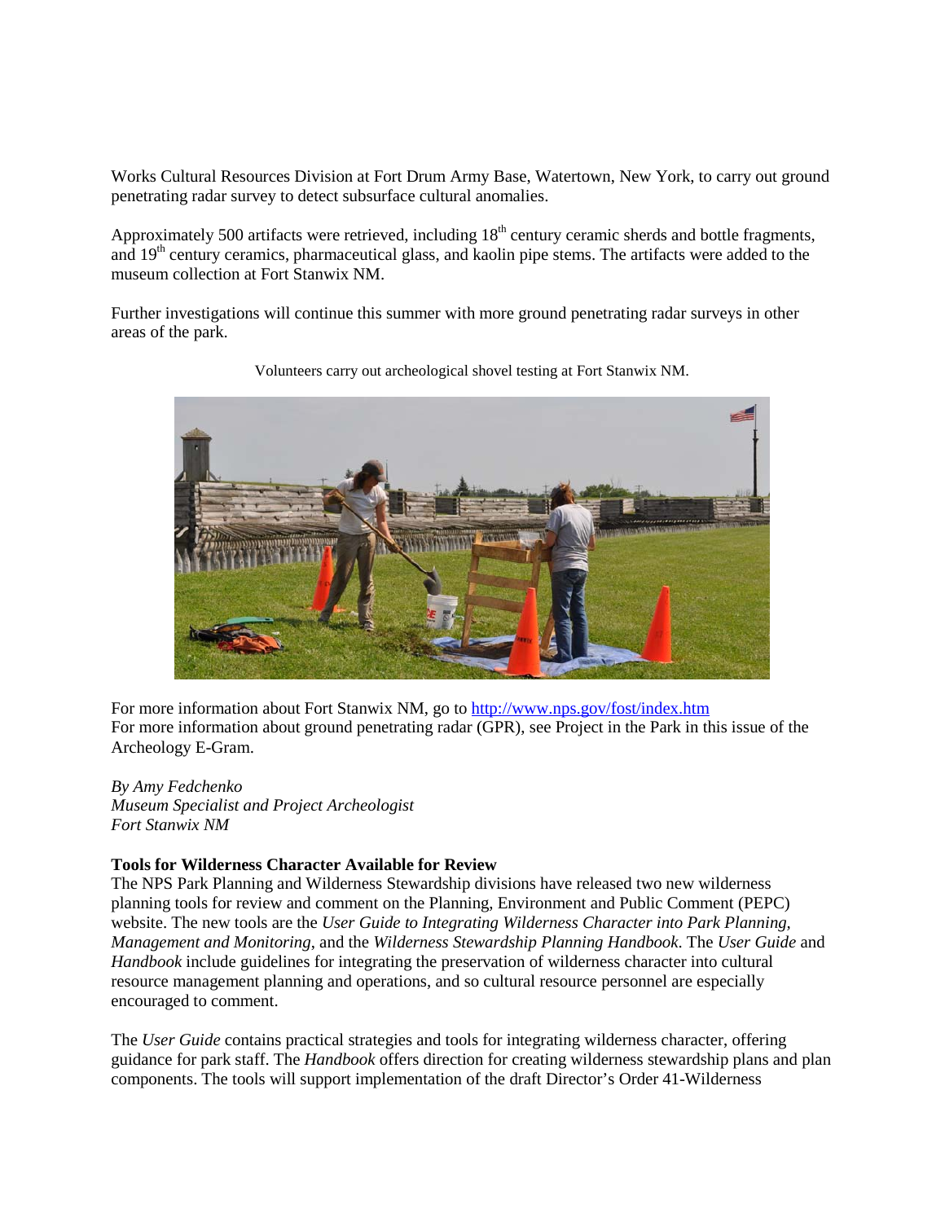Works Cultural Resources Division at Fort Drum Army Base, Watertown, New York, to carry out ground penetrating radar survey to detect subsurface cultural anomalies.

Approximately 500 artifacts were retrieved, including 18th century ceramic sherds and bottle fragments, and 19th century ceramics, pharmaceutical glass, and kaolin pipe stems. The artifacts were added to the museum collection at Fort Stanwix NM.

Further investigations will continue this summer with more ground penetrating radar surveys in other areas of the park.

Volunteers carry out archeological shovel testing at Fort Stanwix NM.

For more information about Fort Stanwix NM, go to http://www.nps.gov/fost/index.htm
For more information about ground penetrating radar (GPR), see Project in the Park in this issue of the Archeology E-Gram.

*By Amy Fedchenko*
*Museum Specialist and Project Archeologist*
*Fort Stanwix NM*

**Tools for Wilderness Character Available for Review**
The NPS Park Planning and Wilderness Stewardship divisions have released two new wilderness planning tools for review and comment on the Planning, Environment and Public Comment (PEPC) website. The new tools are the *User Guide to Integrating Wilderness Character into Park Planning, Management and Monitoring*, and the *Wilderness Stewardship Planning Handbook*. The *User Guide* and *Handbook* include guidelines for integrating the preservation of wilderness character into cultural resource management planning and operations, and so cultural resource personnel are especially encouraged to comment.

The *User Guide* contains practical strategies and tools for integrating wilderness character, offering guidance for park staff. The *Handbook* offers direction for creating wilderness stewardship plans and plan components. The tools will support implementation of the draft Director's Order 41-Wilderness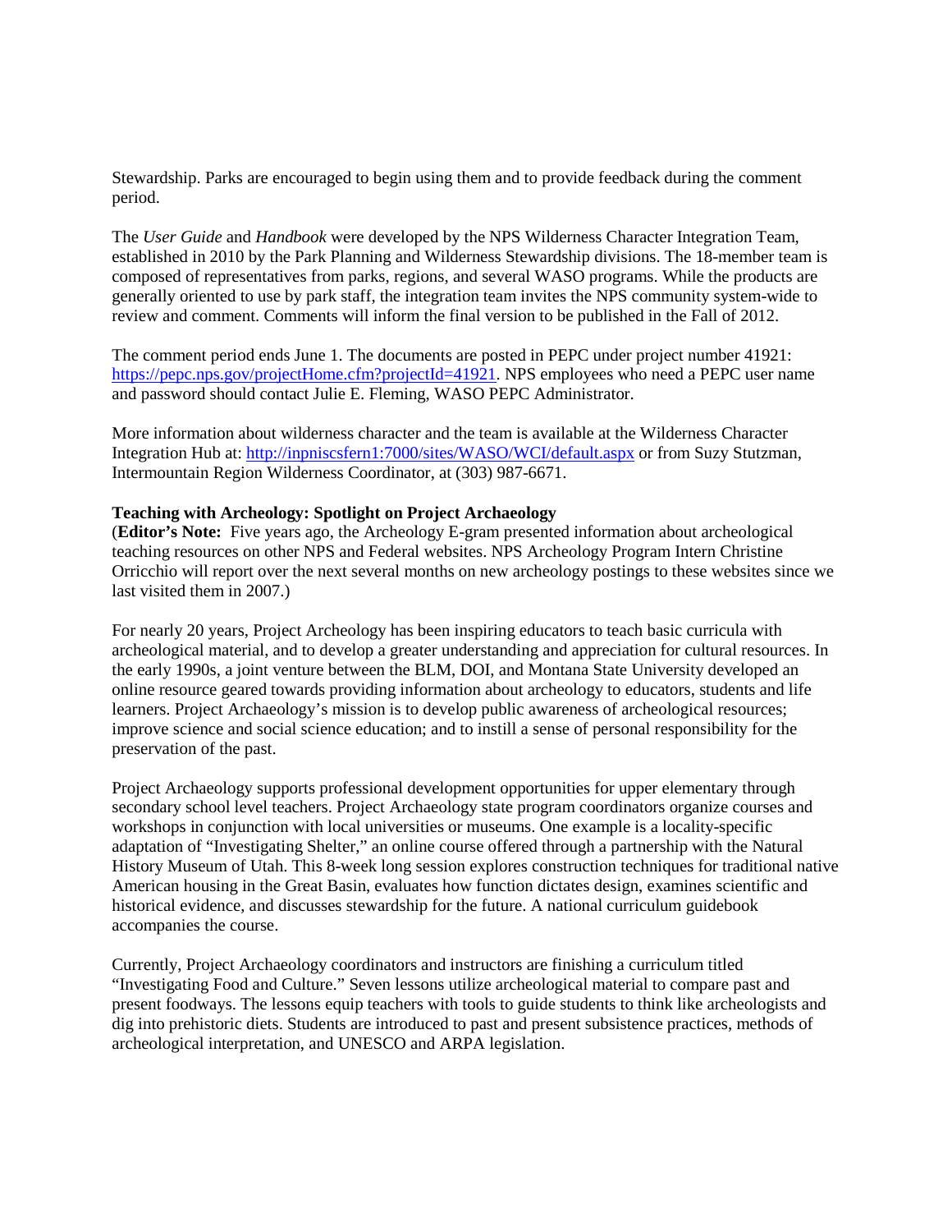Stewardship. Parks are encouraged to begin using them and to provide feedback during the comment period.

The *User Guide* and *Handbook* were developed by the NPS Wilderness Character Integration Team, established in 2010 by the Park Planning and Wilderness Stewardship divisions. The 18-member team is composed of representatives from parks, regions, and several WASO programs. While the products are generally oriented to use by park staff, the integration team invites the NPS community system-wide to review and comment. Comments will inform the final version to be published in the Fall of 2012.

The comment period ends June 1. The documents are posted in PEPC under project number 41921: [https://pepc.nps.gov/projectHome.cfm?projectId=41921](https://pepc.nps.gov/projectHome.cfm?projectId=41921). NPS employees who need a PEPC user name and password should contact Julie E. Fleming, WASO PEPC Administrator.

More information about wilderness character and the team is available at the Wilderness Character Integration Hub at: [http://inpniscsfern1:7000/sites/WASO/WCI/default.aspx](http://inpniscsfern1:7000/sites/WASO/WCI/default.aspx) or from Suzy Stutzman, Intermountain Region Wilderness Coordinator, at (303) 987-6671.

**Teaching with Archeology: Spotlight on Project Archaeology**

(**Editor's Note:** Five years ago, the Archeology E-gram presented information about archeological teaching resources on other NPS and Federal websites. NPS Archeology Program Intern Christine Orricchio will report over the next several months on new archeology postings to these websites since we last visited them in 2007.)

For nearly 20 years, Project Archeology has been inspiring educators to teach basic curricula with archeological material, and to develop a greater understanding and appreciation for cultural resources. In the early 1990s, a joint venture between the BLM, DOI, and Montana State University developed an online resource geared towards providing information about archeology to educators, students and life learners. Project Archaeology's mission is to develop public awareness of archeological resources; improve science and social science education; and to instill a sense of personal responsibility for the preservation of the past.

Project Archaeology supports professional development opportunities for upper elementary through secondary school level teachers. Project Archaeology state program coordinators organize courses and workshops in conjunction with local universities or museums. One example is a locality-specific adaptation of "Investigating Shelter," an online course offered through a partnership with the Natural History Museum of Utah. This 8-week long session explores construction techniques for traditional native American housing in the Great Basin, evaluates how function dictates design, examines scientific and historical evidence, and discusses stewardship for the future. A national curriculum guidebook accompanies the course.

Currently, Project Archaeology coordinators and instructors are finishing a curriculum titled "Investigating Food and Culture." Seven lessons utilize archeological material to compare past and present foodways. The lessons equip teachers with tools to guide students to think like archeologists and dig into prehistoric diets. Students are introduced to past and present subsistence practices, methods of archeological interpretation, and UNESCO and ARPA legislation.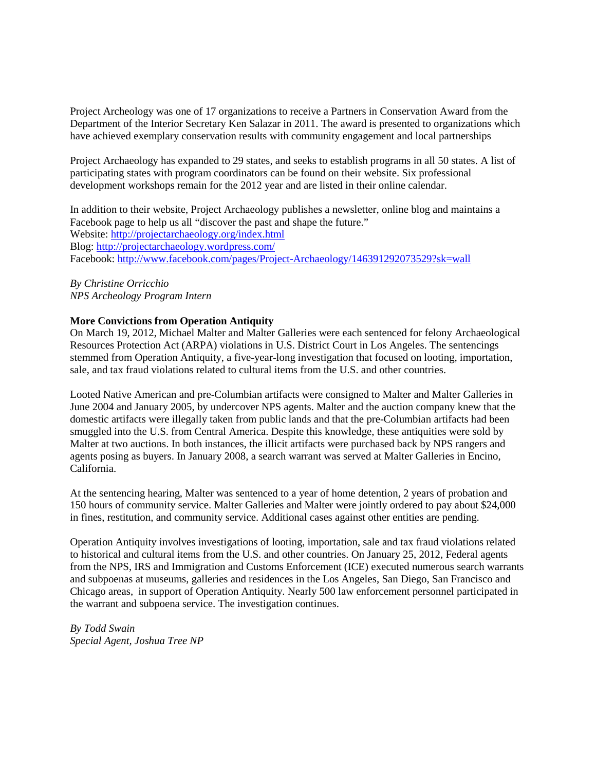Project Archeology was one of 17 organizations to receive a Partners in Conservation Award from the Department of the Interior Secretary Ken Salazar in 2011. The award is presented to organizations which have achieved exemplary conservation results with community engagement and local partnerships

Project Archaeology has expanded to 29 states, and seeks to establish programs in all 50 states. A list of participating states with program coordinators can be found on their website. Six professional development workshops remain for the 2012 year and are listed in their online calendar.

In addition to their website, Project Archaeology publishes a newsletter, online blog and maintains a Facebook page to help us all "discover the past and shape the future."
Website: http://projectarchaeology.org/index.html
Blog: http://projectarchaeology.wordpress.com/
Facebook: http://www.facebook.com/pages/Project-Archaeology/146391292073529?sk=wall

*By Christine Orricchio*
*NPS Archeology Program Intern*

**More Convictions from Operation Antiquity**

On March 19, 2012, Michael Malter and Malter Galleries were each sentenced for felony Archaeological Resources Protection Act (ARPA) violations in U.S. District Court in Los Angeles. The sentencings stemmed from Operation Antiquity, a five-year-long investigation that focused on looting, importation, sale, and tax fraud violations related to cultural items from the U.S. and other countries.

Looted Native American and pre-Columbian artifacts were consigned to Malter and Malter Galleries in June 2004 and January 2005, by undercover NPS agents. Malter and the auction company knew that the domestic artifacts were illegally taken from public lands and that the pre-Columbian artifacts had been smuggled into the U.S. from Central America. Despite this knowledge, these antiquities were sold by Malter at two auctions. In both instances, the illicit artifacts were purchased back by NPS rangers and agents posing as buyers. In January 2008, a search warrant was served at Malter Galleries in Encino, California.

At the sentencing hearing, Malter was sentenced to a year of home detention, 2 years of probation and 150 hours of community service. Malter Galleries and Malter were jointly ordered to pay about $24,000 in fines, restitution, and community service. Additional cases against other entities are pending.

Operation Antiquity involves investigations of looting, importation, sale and tax fraud violations related to historical and cultural items from the U.S. and other countries. On January 25, 2012, Federal agents from the NPS, IRS and Immigration and Customs Enforcement (ICE) executed numerous search warrants and subpoenas at museums, galleries and residences in the Los Angeles, San Diego, San Francisco and Chicago areas, in support of Operation Antiquity. Nearly 500 law enforcement personnel participated in the warrant and subpoena service. The investigation continues.

*By Todd Swain*
*Special Agent, Joshua Tree NP*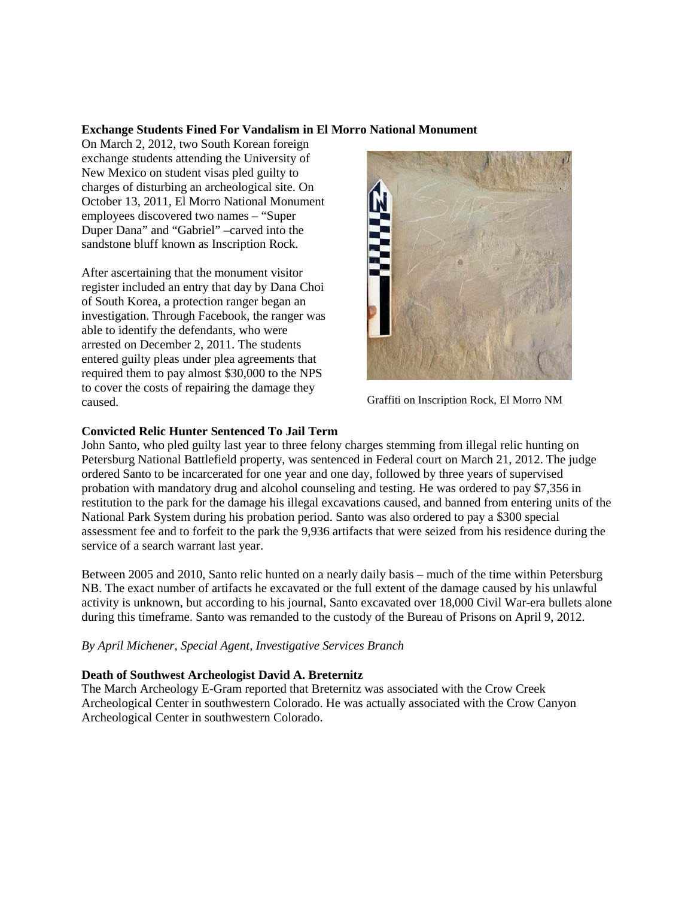**Exchange Students Fined For Vandalism in El Morro National Monument**

On March 2, 2012, two South Korean foreign exchange students attending the University of New Mexico on student visas pled guilty to charges of disturbing an archeological site. On October 13, 2011, El Morro National Monument employees discovered two names – "Super Duper Dana" and "Gabriel" –carved into the sandstone bluff known as Inscription Rock.

After ascertaining that the monument visitor register included an entry that day by Dana Choi of South Korea, a protection ranger began an investigation. Through Facebook, the ranger was able to identify the defendants, who were arrested on December 2, 2011. The students entered guilty pleas under plea agreements that required them to pay almost $30,000 to the NPS to cover the costs of repairing the damage they caused.

Graffiti on Inscription Rock, El Morro NM

**Convicted Relic Hunter Sentenced To Jail Term**

John Santo, who pled guilty last year to three felony charges stemming from illegal relic hunting on Petersburg National Battlefield property, was sentenced in Federal court on March 21, 2012. The judge ordered Santo to be incarcerated for one year and one day, followed by three years of supervised probation with mandatory drug and alcohol counseling and testing. He was ordered to pay $7,356 in restitution to the park for the damage his illegal excavations caused, and banned from entering units of the National Park System during his probation period. Santo was also ordered to pay a $300 special assessment fee and to forfeit to the park the 9,936 artifacts that were seized from his residence during the service of a search warrant last year.

Between 2005 and 2010, Santo relic hunted on a nearly daily basis – much of the time within Petersburg NB. The exact number of artifacts he excavated or the full extent of the damage caused by his unlawful activity is unknown, but according to his journal, Santo excavated over 18,000 Civil War-era bullets alone during this timeframe. Santo was remanded to the custody of the Bureau of Prisons on April 9, 2012.

*By April Michener, Special Agent, Investigative Services Branch*

**Death of Southwest Archeologist David A. Breternitz**

The March Archeology E-Gram reported that Breternitz was associated with the Crow Creek Archeological Center in southwestern Colorado. He was actually associated with the Crow Canyon Archeological Center in southwestern Colorado.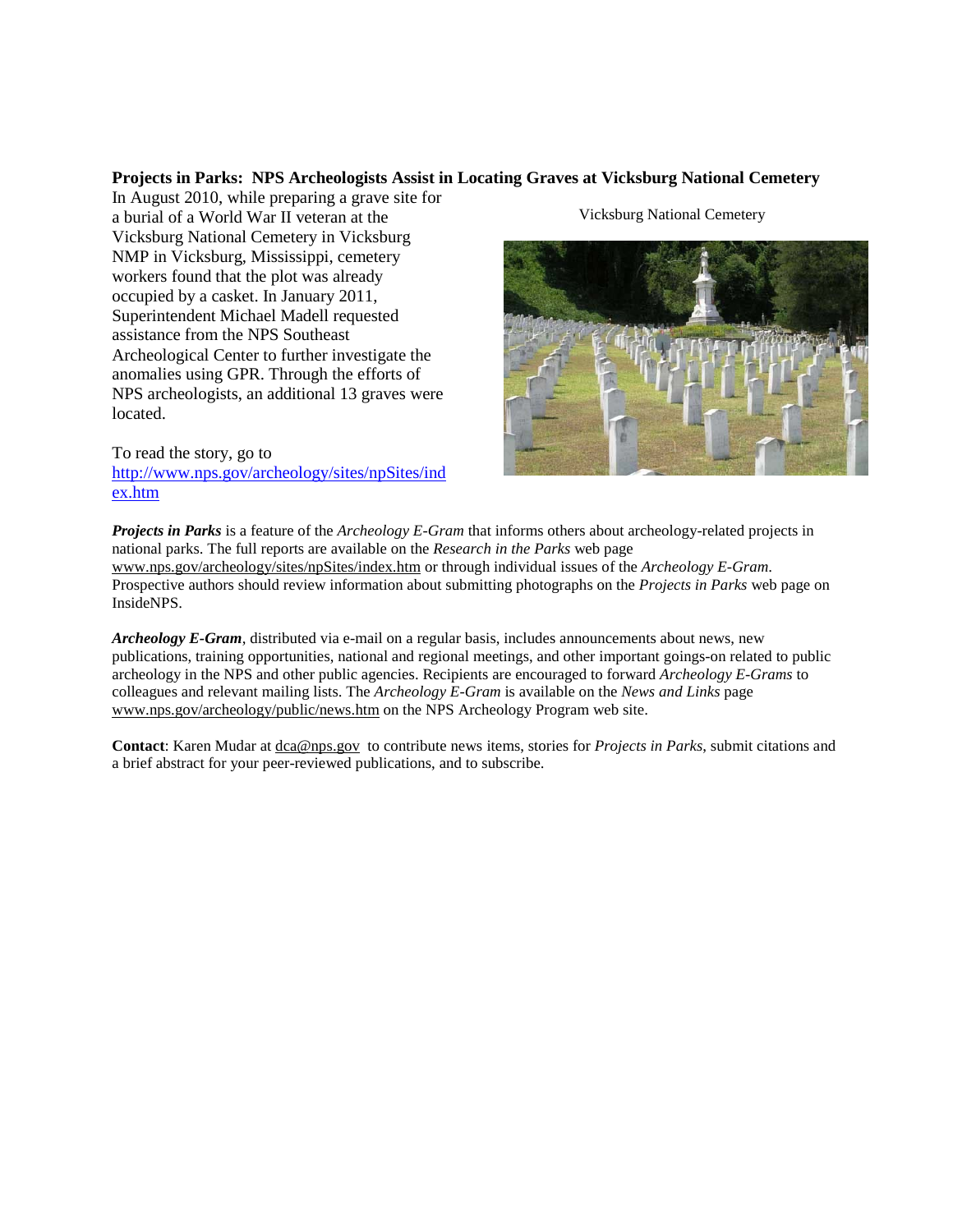**Projects in Parks: NPS Archeologists Assist in Locating Graves at Vicksburg National Cemetery**

In August 2010, while preparing a grave site for a burial of a World War II veteran at the Vicksburg National Cemetery in Vicksburg NMP in Vicksburg, Mississippi, cemetery workers found that the plot was already occupied by a casket. In January 2011, Superintendent Michael Madell requested assistance from the NPS Southeast Archeological Center to further investigate the anomalies using GPR. Through the efforts of NPS archeologists, an additional 13 graves were located.

Vicksburg National Cemetery

To read the story, go to http://www.nps.gov/archeology/sites/npSites/index.htm

***Projects in Parks*** is a feature of the *Archeology E-Gram* that informs others about archeology-related projects in national parks. The full reports are available on the *Research in the Parks* web page www.nps.gov/archeology/sites/npSites/index.htm or through individual issues of the *Archeology E-Gram*. Prospective authors should review information about submitting photographs on the *Projects in Parks* web page on InsideNPS.

***Archeology E-Gram***, distributed via e-mail on a regular basis, includes announcements about news, new publications, training opportunities, national and regional meetings, and other important goings-on related to public archeology in the NPS and other public agencies. Recipients are encouraged to forward *Archeology E-Grams* to colleagues and relevant mailing lists. The *Archeology E-Gram* is available on the *News and Links* page www.nps.gov/archeology/public/news.htm on the NPS Archeology Program web site.

**Contact**: Karen Mudar at dca@nps.gov to contribute news items, stories for *Projects in Parks*, submit citations and a brief abstract for your peer-reviewed publications, and to subscribe.